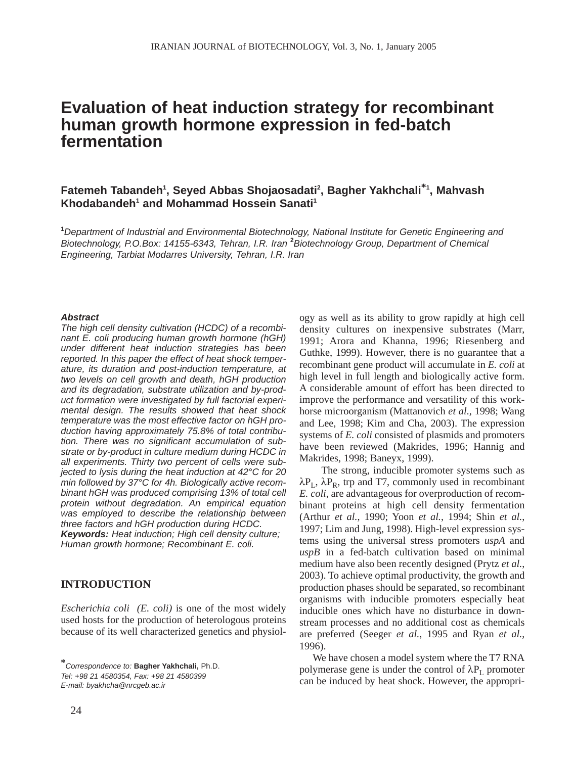# Evaluation of heat induction strategy for recombinant human growth hormone expression in fed-batch fermentation

**Fatemeh Tabandeh[1], Seyed Abbas Shojaosadati[2], Bagher Yakhchali*[1], Mahvash Khodabandeh[1] and Mohammad Hossein Sanati[1]**

*[1]Department of Industrial and Environmental Biotechnology, National Institute for Genetic Engineering and Biotechnology, P.O.Box: 14155-6343, Tehran, I.R. Iran [2]Biotechnology Group, Department of Chemical Engineering, Tarbiat Modarres University, Tehran, I.R. Iran*

***Abstract***

*The high cell density cultivation (HCDC) of a recombinant E. coli producing human growth hormone (hGH) under different heat induction strategies has been reported. In this paper the effect of heat shock temperature, its duration and post-induction temperature, at two levels on cell growth and death, hGH production and its degradation, substrate utilization and by-product formation were investigated by full factorial experimental design. The results showed that heat shock temperature was the most effective factor on hGH production having approximately 75.8% of total contribution. There was no significant accumulation of substrate or by-product in culture medium during HCDC in all experiments. Thirty two percent of cells were subjected to lysis during the heat induction at 42°C for 20 min followed by 37°C for 4h. Biologically active recombinant hGH was produced comprising 13% of total cell protein without degradation. An empirical equation was employed to describe the relationship between three factors and hGH production during HCDC.*

***Keywords:*** *Heat induction; High cell density culture; Human growth hormone; Recombinant E. coli.*

## INTRODUCTION

*Escherichia coli (E. coli)* is one of the most widely used hosts for the production of heterologous proteins because of its well characterized genetics and physiology as well as its ability to grow rapidly at high cell density cultures on inexpensive substrates (Marr, 1991; Arora and Khanna, 1996; Riesenberg and Guthke, 1999). However, there is no guarantee that a recombinant gene product will accumulate in *E. coli* at high level in full length and biologically active form. A considerable amount of effort has been directed to improve the performance and versatility of this workhorse microorganism (Mattanovich *et al*., 1998; Wang and Lee, 1998; Kim and Cha, 2003). The expression systems of *E. coli* consisted of plasmids and promoters have been reviewed (Makrides, 1996; Hannig and Makrides, 1998; Baneyx, 1999).

The strong, inducible promoter systems such as $\lambda P_L$, $\lambda P_R$, trp and T7, commonly used in recombinant *E. coli*, are advantageous for overproduction of recombinant proteins at high cell density fermentation (Arthur *et al.*, 1990; Yoon *et al.*, 1994; Shin *et al.*, 1997; Lim and Jung, 1998). High-level expression systems using the universal stress promoters *uspA* and *uspB* in a fed-batch cultivation based on minimal medium have also been recently designed (Prytz *et al.*, 2003). To achieve optimal productivity, the growth and production phases should be separated, so recombinant organisms with inducible promoters especially heat inducible ones which have no disturbance in downstream processes and no additional cost as chemicals are preferred (Seeger *et al.*, 1995 and Ryan *et al.*, 1996).

We have chosen a model system where the T7 RNA polymerase gene is under the control of $\lambda P_L$ promoter can be induced by heat shock. However, the appropri-

*\*Correspondence to:* **Bagher Yakhchali,** Ph.D.
*Tel: +98 21 4580354, Fax: +98 21 4580399*
*E-mail: byakhcha@nrcgeb.ac.ir*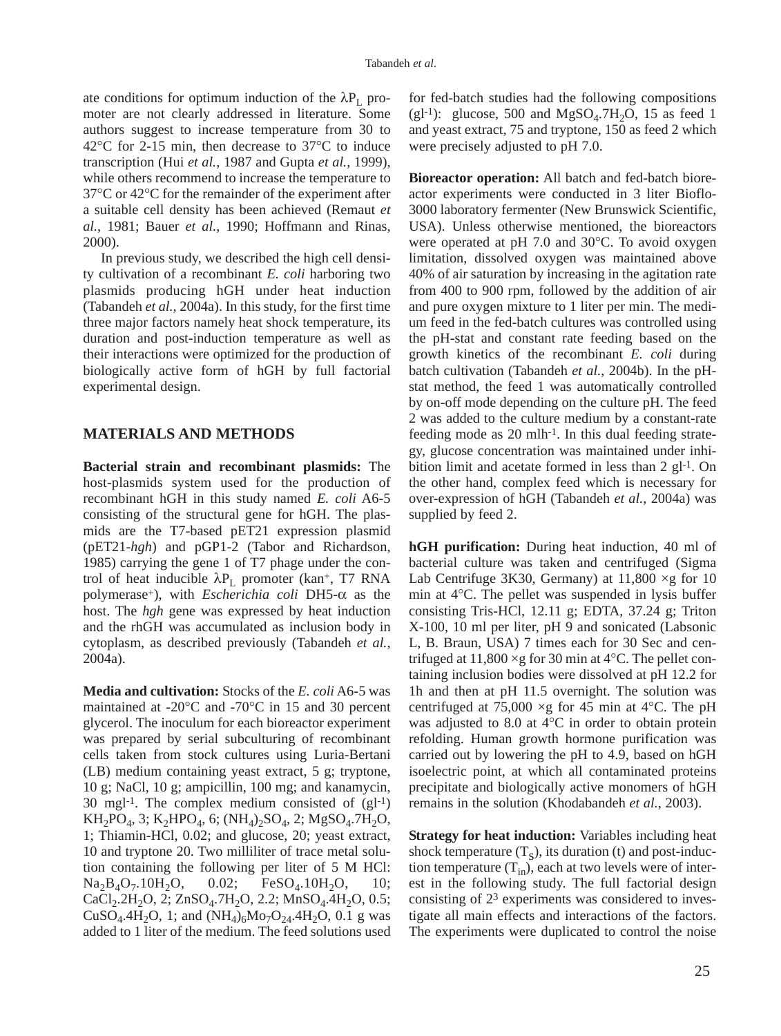ate conditions for optimum induction of the $\lambda P_L$ promoter are not clearly addressed in literature. Some authors suggest to increase temperature from 30 to 42°C for 2-15 min, then decrease to 37°C to induce transcription (Hui *et al.*, 1987 and Gupta *et al.*, 1999), while others recommend to increase the temperature to 37°C or 42°C for the remainder of the experiment after a suitable cell density has been achieved (Remaut *et al.*, 1981; Bauer *et al.*, 1990; Hoffmann and Rinas, 2000).

In previous study, we described the high cell density cultivation of a recombinant *E. coli* harboring two plasmids producing hGH under heat induction (Tabandeh *et al.*, 2004a). In this study, for the first time three major factors namely heat shock temperature, its duration and post-induction temperature as well as their interactions were optimized for the production of biologically active form of hGH by full factorial experimental design.

## MATERIALS AND METHODS

**Bacterial strain and recombinant plasmids:** The host-plasmids system used for the production of recombinant hGH in this study named *E. coli* A6-5 consisting of the structural gene for hGH. The plasmids are the T7-based pET21 expression plasmid (pET21-*hgh*) and pGP1-2 (Tabor and Richardson, 1985) carrying the gene 1 of T7 phage under the control of heat inducible $\lambda P_L$ promoter (kan$^+$, T7 RNA polymerase$^+$), with *Escherichia coli* DH5-$\alpha$ as the host. The *hgh* gene was expressed by heat induction and the rhGH was accumulated as inclusion body in cytoplasm, as described previously (Tabandeh *et al.*, 2004a).

**Media and cultivation:** Stocks of the *E. coli* A6-5 was maintained at -20°C and -70°C in 15 and 30 percent glycerol. The inoculum for each bioreactor experiment was prepared by serial subculturing of recombinant cells taken from stock cultures using Luria-Bertani (LB) medium containing yeast extract, 5 g; tryptone, 10 g; NaCl, 10 g; ampicillin, 100 mg; and kanamycin, 30 mgl$^{-1}$. The complex medium consisted of (gl$^{-1}$) $KH_2PO_4$, 3; $K_2HPO_4$, 6; $(NH_4)_2SO_4$, 2; $MgSO_4.7H_2O$, 1; Thiamin-HCl, 0.02; and glucose, 20; yeast extract, 10 and tryptone 20. Two milliliter of trace metal solution containing the following per liter of 5 M HCl: $Na_2B_4O_7.10H_2O$, 0.02; $FeSO_4.10H_2O$, 10; $CaCl_2.2H_2O$, 2; $ZnSO_4.7H_2O$, 2.2; $MnSO_4.4H_2O$, 0.5; $CuSO_4.4H_2O$, 1; and $(NH_4)_6Mo_7O_{24}.4H_2O$, 0.1 g was added to 1 liter of the medium. The feed solutions used for fed-batch studies had the following compositions (gl$^{-1}$): glucose, 500 and $MgSO_4.7H_2O$, 15 as feed 1 and yeast extract, 75 and tryptone, 150 as feed 2 which were precisely adjusted to pH 7.0.

**Bioreactor operation:** All batch and fed-batch bioreactor experiments were conducted in 3 liter Bioflo-3000 laboratory fermenter (New Brunswick Scientific, USA). Unless otherwise mentioned, the bioreactors were operated at pH 7.0 and 30°C. To avoid oxygen limitation, dissolved oxygen was maintained above 40% of air saturation by increasing in the agitation rate from 400 to 900 rpm, followed by the addition of air and pure oxygen mixture to 1 liter per min. The medium feed in the fed-batch cultures was controlled using the pH-stat and constant rate feeding based on the growth kinetics of the recombinant *E. coli* during batch cultivation (Tabandeh *et al.*, 2004b). In the pH-stat method, the feed 1 was automatically controlled by on-off mode depending on the culture pH. The feed 2 was added to the culture medium by a constant-rate feeding mode as 20 mlh$^{-1}$. In this dual feeding strategy, glucose concentration was maintained under inhibition limit and acetate formed in less than 2 gl$^{-1}$. On the other hand, complex feed which is necessary for over-expression of hGH (Tabandeh *et al.*, 2004a) was supplied by feed 2.

**hGH purification:** During heat induction, 40 ml of bacterial culture was taken and centrifuged (Sigma Lab Centrifuge 3K30, Germany) at 11,800 ×g for 10 min at 4°C. The pellet was suspended in lysis buffer consisting Tris-HCl, 12.11 g; EDTA, 37.24 g; Triton X-100, 10 ml per liter, pH 9 and sonicated (Labsonic L, B. Braun, USA) 7 times each for 30 Sec and centrifuged at 11,800 ×g for 30 min at 4°C. The pellet containing inclusion bodies were dissolved at pH 12.2 for 1h and then at pH 11.5 overnight. The solution was centrifuged at 75,000 ×g for 45 min at 4°C. The pH was adjusted to 8.0 at 4°C in order to obtain protein refolding. Human growth hormone purification was carried out by lowering the pH to 4.9, based on hGH isoelectric point, at which all contaminated proteins precipitate and biologically active monomers of hGH remains in the solution (Khodabandeh *et al.*, 2003).

**Strategy for heat induction:** Variables including heat shock temperature ($T_S$), its duration (t) and post-induction temperature ($T_{in}$), each at two levels were of interest in the following study. The full factorial design consisting of $2^3$ experiments was considered to investigate all main effects and interactions of the factors. The experiments were duplicated to control the noise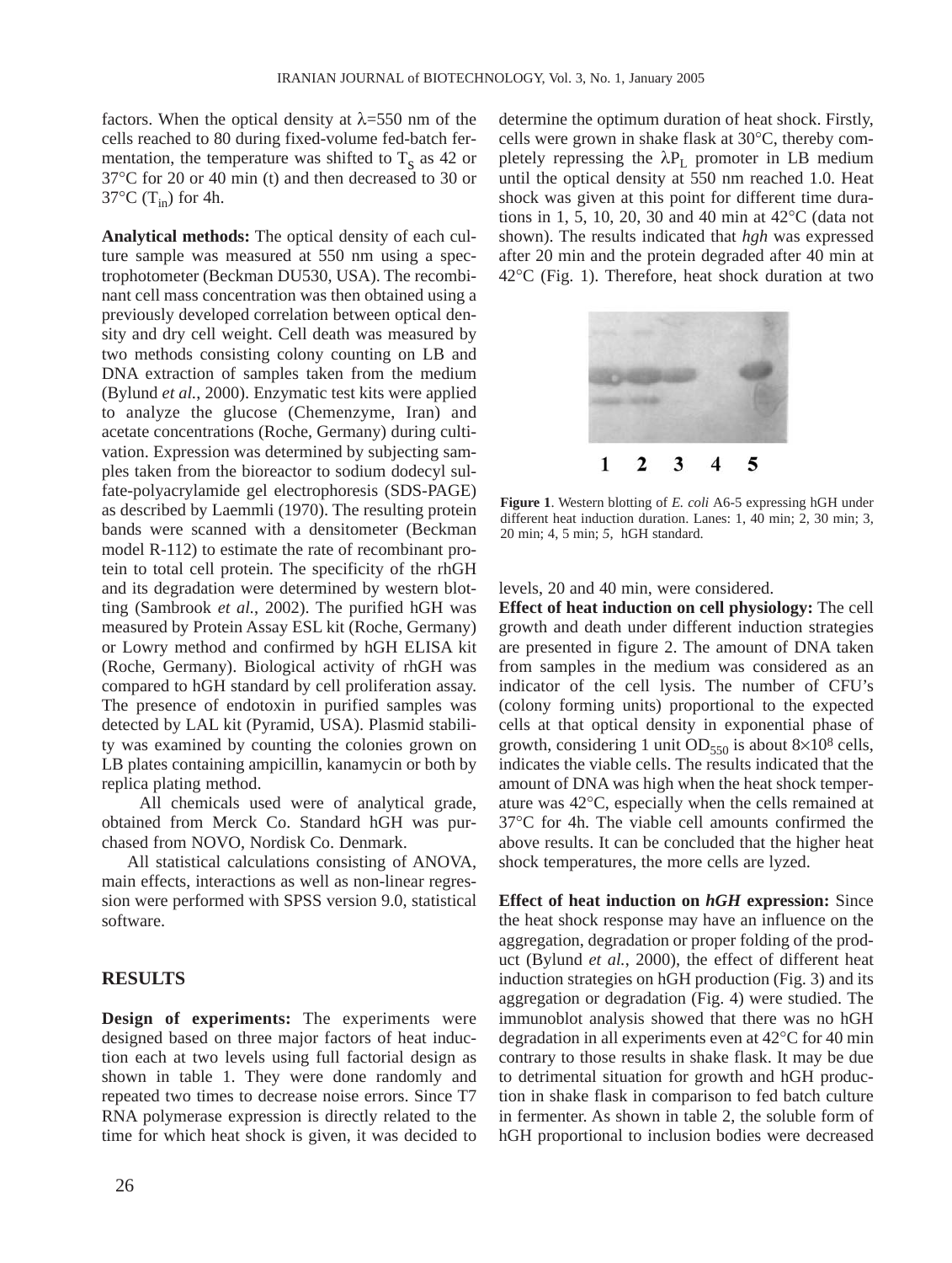factors. When the optical density at $\lambda$=550 nm of the cells reached to 80 during fixed-volume fed-batch fermentation, the temperature was shifted to $T_S$ as 42 or 37°C for 20 or 40 min (t) and then decreased to 30 or 37°C ($T_{in}$) for 4h.

**Analytical methods:** The optical density of each culture sample was measured at 550 nm using a spectrophotometer (Beckman DU530, USA). The recombinant cell mass concentration was then obtained using a previously developed correlation between optical density and dry cell weight. Cell death was measured by two methods consisting colony counting on LB and DNA extraction of samples taken from the medium (Bylund *et al.*, 2000). Enzymatic test kits were applied to analyze the glucose (Chemenzyme, Iran) and acetate concentrations (Roche, Germany) during cultivation. Expression was determined by subjecting samples taken from the bioreactor to sodium dodecyl sulfate-polyacrylamide gel electrophoresis (SDS-PAGE) as described by Laemmli (1970). The resulting protein bands were scanned with a densitometer (Beckman model R-112) to estimate the rate of recombinant protein to total cell protein. The specificity of the rhGH and its degradation were determined by western blotting (Sambrook *et al.*, 2002). The purified hGH was measured by Protein Assay ESL kit (Roche, Germany) or Lowry method and confirmed by hGH ELISA kit (Roche, Germany). Biological activity of rhGH was compared to hGH standard by cell proliferation assay. The presence of endotoxin in purified samples was detected by LAL kit (Pyramid, USA). Plasmid stability was examined by counting the colonies grown on LB plates containing ampicillin, kanamycin or both by replica plating method.

All chemicals used were of analytical grade, obtained from Merck Co. Standard hGH was purchased from NOVO, Nordisk Co. Denmark.

All statistical calculations consisting of ANOVA, main effects, interactions as well as non-linear regression were performed with SPSS version 9.0, statistical software.

## RESULTS

**Design of experiments:** The experiments were designed based on three major factors of heat induction each at two levels using full factorial design as shown in table 1. They were done randomly and repeated two times to decrease noise errors. Since T7 RNA polymerase expression is directly related to the time for which heat shock is given, it was decided to determine the optimum duration of heat shock. Firstly, cells were grown in shake flask at 30°C, thereby completely repressing the $\lambda P_L$ promoter in LB medium until the optical density at 550 nm reached 1.0. Heat shock was given at this point for different time durations in 1, 5, 10, 20, 30 and 40 min at 42°C (data not shown). The results indicated that *hgh* was expressed after 20 min and the protein degraded after 40 min at 42°C (Fig. 1). Therefore, heat shock duration at two levels, 20 and 40 min, were considered.

**Figure 1**. Western blotting of *E. coli* A6-5 expressing hGH under different heat induction duration. Lanes: 1, 40 min; 2, 30 min; 3, 20 min; 4, 5 min; *5*, hGH standard.

**Effect of heat induction on cell physiology:** The cell growth and death under different induction strategies are presented in figure 2. The amount of DNA taken from samples in the medium was considered as an indicator of the cell lysis. The number of CFU's (colony forming units) proportional to the expected cells at that optical density in exponential phase of growth, considering 1 unit $OD_{550}$ is about $8\times10^8$ cells, indicates the viable cells. The results indicated that the amount of DNA was high when the heat shock temperature was 42°C, especially when the cells remained at 37°C for 4h. The viable cell amounts confirmed the above results. It can be concluded that the higher heat shock temperatures, the more cells are lyzed.

**Effect of heat induction on *hGH* expression:** Since the heat shock response may have an influence on the aggregation, degradation or proper folding of the product (Bylund *et al.*, 2000), the effect of different heat induction strategies on hGH production (Fig. 3) and its aggregation or degradation (Fig. 4) were studied. The immunoblot analysis showed that there was no hGH degradation in all experiments even at 42°C for 40 min contrary to those results in shake flask. It may be due to detrimental situation for growth and hGH production in shake flask in comparison to fed batch culture in fermenter. As shown in table 2, the soluble form of hGH proportional to inclusion bodies were decreased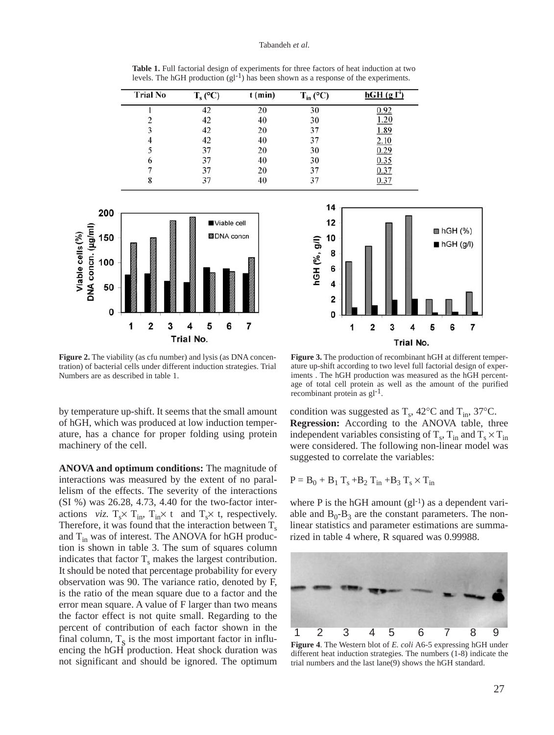**Table 1.** Full factorial design of experiments for three factors of heat induction at two levels. The hGH production ($gl^{-1}$) has been shown as a response of the experiments.

| Trial No | $T_s$ (°C) | t (min) | $T_{in}$ (°C) | hGH ($g\ l^{-1}$) |
|---|---|---|---|---|
| 1 | 42 | 20 | 30 | 0.92 |
| 2 | 42 | 40 | 30 | 1.20 |
| 3 | 42 | 20 | 37 | 1.89 |
| 4 | 42 | 40 | 37 | 2.10 |
| 5 | 37 | 20 | 30 | 0.29 |
| 6 | 37 | 40 | 30 | 0.35 |
| 7 | 37 | 20 | 37 | 0.37 |
| 8 | 37 | 40 | 37 | 0.37 |

**Figure 2.** The viability (as cfu number) and lysis (as DNA concentration) of bacterial cells under different induction strategies. Trial Numbers are as described in table 1.

**Figure 3.** The production of recombinant hGH at different temperature up-shift according to two level full factorial design of experiments . The hGH production was measured as the hGH percentage of total cell protein as well as the amount of the purified recombinant protein as $gl^{-1}$.

by temperature up-shift. It seems that the small amount of hGH, which was produced at low induction temperature, has a chance for proper folding using protein machinery of the cell.

**ANOVA and optimum conditions:** The magnitude of interactions was measured by the extent of no parallelism of the effects. The severity of the interactions (SI %) was 26.28, 4.73, 4.40 for the two-factor interactions *viz.* $T_s \times T_{in}$, $T_{in} \times t$ and $T_s \times t$, respectively. Therefore, it was found that the interaction between $T_s$ and $T_{in}$ was of interest. The ANOVA for hGH production is shown in table 3. The sum of squares column indicates that factor $T_s$ makes the largest contribution. It should be noted that percentage probability for every observation was 90. The variance ratio, denoted by F, is the ratio of the mean square due to a factor and the error mean square. A value of F larger than two means the factor effect is not quite small. Regarding to the percent of contribution of each factor shown in the final column, $T_S$ is the most important factor in influencing the hGH production. Heat shock duration was not significant and should be ignored. The optimum condition was suggested as $T_s$, 42°C and $T_{in}$, 37°C.

**Regression:** According to the ANOVA table, three independent variables consisting of $T_s$, $T_{in}$ and $T_s \times T_{in}$ were considered. The following non-linear model was suggested to correlate the variables:

$$P = B_0 + B_1 T_s + B_2 T_{in} + B_3 T_s \times T_{in}$$

where P is the hGH amount ($gl^{-1}$) as a dependent variable and $B_0$-$B_3$ are the constant parameters. The non-linear statistics and parameter estimations are summarized in table 4 where, R squared was 0.99988.

**Figure 4**. The Western blot of *E. coli* A6-5 expressing hGH under different heat induction strategies. The numbers (1-8) indicate the trial numbers and the last lane(9) shows the hGH standard.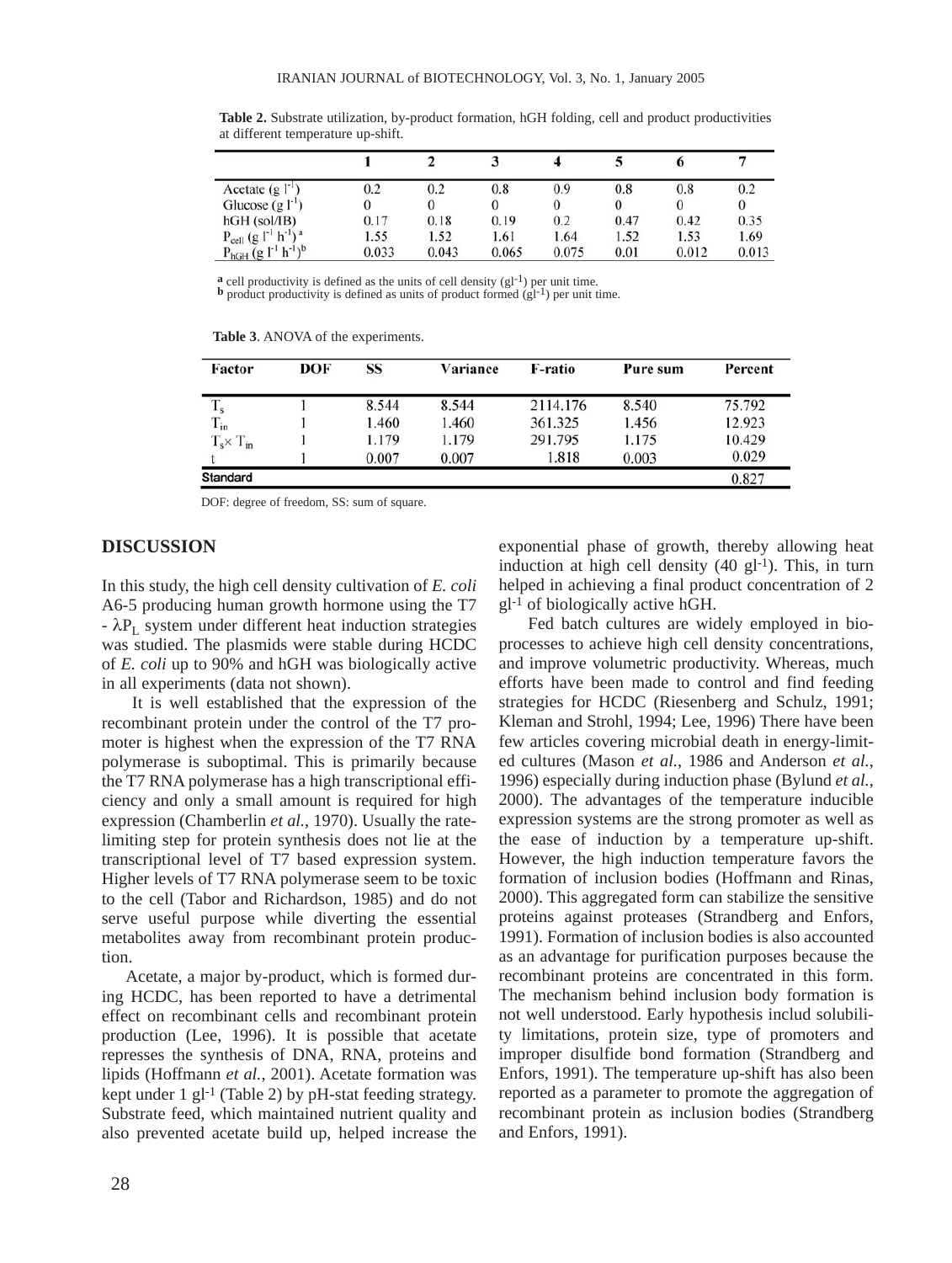**Table 2.** Substrate utilization, by-product formation, hGH folding, cell and product productivities at different temperature up-shift.

| | 1 | 2 | 3 | 4 | 5 | 6 | 7 |
|---|---|---|---|---|---|---|---|
| Acetate (g $l^{-1}$) | 0.2 | 0.2 | 0.8 | 0.9 | 0.8 | 0.8 | 0.2 |
| Glucose (g $l^{-1}$) | 0 | 0 | 0 | 0 | 0 | 0 | 0 |
| hGH (sol/IB) | 0.17 | 0.18 | 0.19 | 0.2 | 0.47 | 0.42 | 0.35 |
| $P_{cell}$ (g $l^{-1}$ $h^{-1}$) [a] | 1.55 | 1.52 | 1.61 | 1.64 | 1.52 | 1.53 | 1.69 |
| $P_{hGH}$ (g $l^{-1}$ $h^{-1}$) [b] | 0.033 | 0.043 | 0.065 | 0.075 | 0.01 | 0.012 | 0.013 |

[a] cell productivity is defined as the units of cell density ($gl^{-1}$) per unit time.
[b] product productivity is defined as units of product formed ($gl^{-1}$) per unit time.

**Table 3**. ANOVA of the experiments.

| Factor | DOF | SS | Variance | F-ratio | Pure sum | Percent |
|---|---|---|---|---|---|---|
| $T_s$ | 1 | 8.544 | 8.544 | 2114.176 | 8.540 | 75.792 |
| $T_{in}$ | 1 | 1.460 | 1.460 | 361.325 | 1.456 | 12.923 |
| $T_s \times T_{in}$ | 1 | 1.179 | 1.179 | 291.795 | 1.175 | 10.429 |
| t | 1 | 0.007 | 0.007 | 1.818 | 0.003 | 0.029 |
| Standard | | | | | | 0.827 |

DOF: degree of freedom, SS: sum of square.

## DISCUSSION

In this study, the high cell density cultivation of *E. coli* A6-5 producing human growth hormone using the T7 - $\lambda P_L$ system under different heat induction strategies was studied. The plasmids were stable during HCDC of *E. coli* up to 90% and hGH was biologically active in all experiments (data not shown).

It is well established that the expression of the recombinant protein under the control of the T7 promoter is highest when the expression of the T7 RNA polymerase is suboptimal. This is primarily because the T7 RNA polymerase has a high transcriptional efficiency and only a small amount is required for high expression (Chamberlin *et al.*, 1970). Usually the rate-limiting step for protein synthesis does not lie at the transcriptional level of T7 based expression system. Higher levels of T7 RNA polymerase seem to be toxic to the cell (Tabor and Richardson, 1985) and do not serve useful purpose while diverting the essential metabolites away from recombinant protein production.

Acetate, a major by-product, which is formed during HCDC, has been reported to have a detrimental effect on recombinant cells and recombinant protein production (Lee, 1996). It is possible that acetate represses the synthesis of DNA, RNA, proteins and lipids (Hoffmann *et al.*, 2001). Acetate formation was kept under 1 $gl^{-1}$ (Table 2) by pH-stat feeding strategy. Substrate feed, which maintained nutrient quality and also prevented acetate build up, helped increase the exponential phase of growth, thereby allowing heat induction at high cell density (40 $gl^{-1}$). This, in turn helped in achieving a final product concentration of 2 $gl^{-1}$ of biologically active hGH.

Fed batch cultures are widely employed in bioprocesses to achieve high cell density concentrations, and improve volumetric productivity. Whereas, much efforts have been made to control and find feeding strategies for HCDC (Riesenberg and Schulz, 1991; Kleman and Strohl, 1994; Lee, 1996) There have been few articles covering microbial death in energy-limited cultures (Mason *et al.*, 1986 and Anderson *et al.*, 1996) especially during induction phase (Bylund *et al.*, 2000). The advantages of the temperature inducible expression systems are the strong promoter as well as the ease of induction by a temperature up-shift. However, the high induction temperature favors the formation of inclusion bodies (Hoffmann and Rinas, 2000). This aggregated form can stabilize the sensitive proteins against proteases (Strandberg and Enfors, 1991). Formation of inclusion bodies is also accounted as an advantage for purification purposes because the recombinant proteins are concentrated in this form. The mechanism behind inclusion body formation is not well understood. Early hypothesis includ solubility limitations, protein size, type of promoters and improper disulfide bond formation (Strandberg and Enfors, 1991). The temperature up-shift has also been reported as a parameter to promote the aggregation of recombinant protein as inclusion bodies (Strandberg and Enfors, 1991).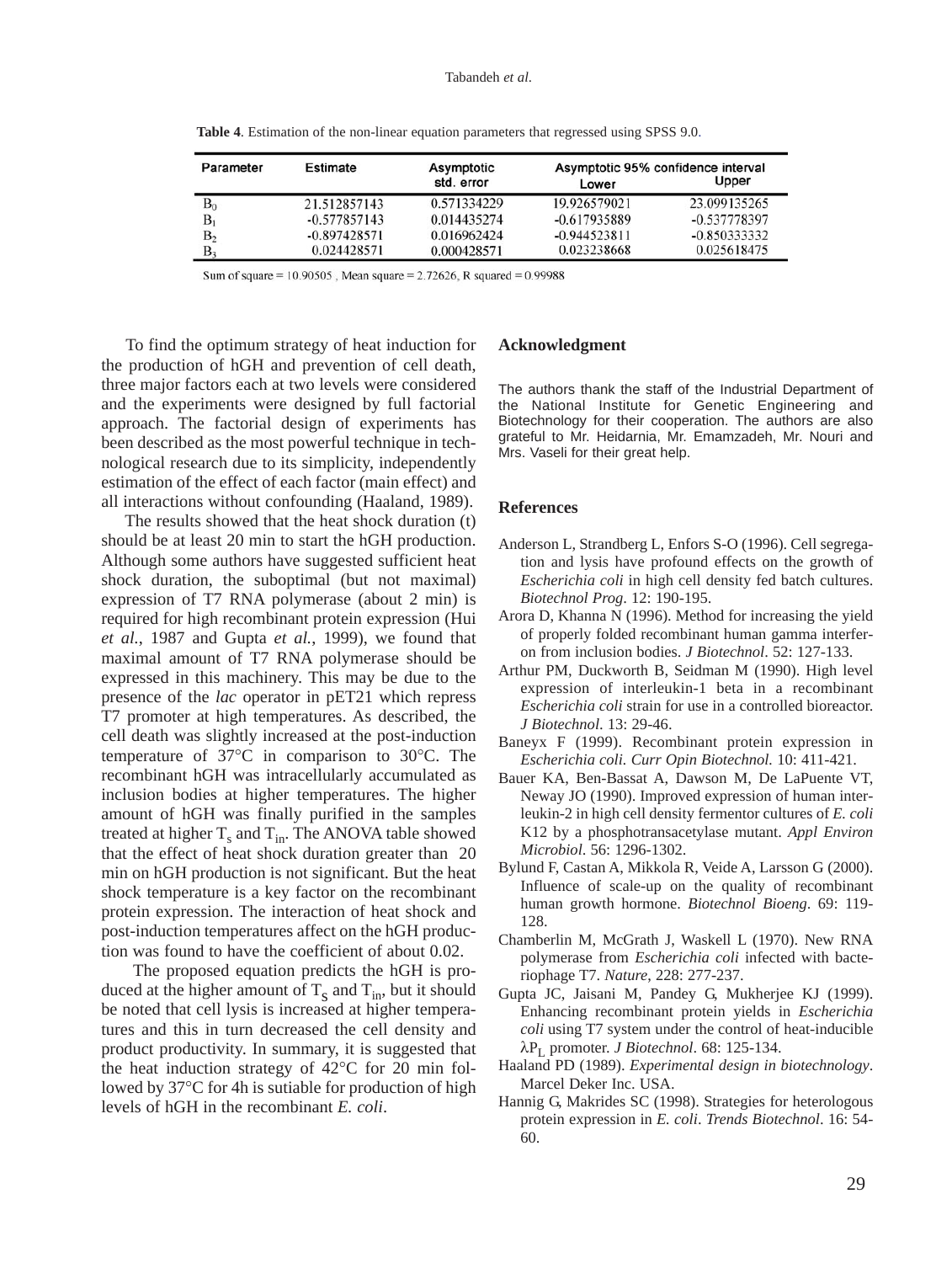**Table 4**. Estimation of the non-linear equation parameters that regressed using SPSS 9.0.

| Parameter | Estimate | Asymptotic std. error | Asymptotic 95% confidence interval Lower | Upper |
|---|---|---|---|---|
| $B_0$ | 21.512857143 | 0.571334229 | 19.926579021 | 23.099135265 |
| $B_1$ | -0.577857143 | 0.014435274 | -0.617935889 | -0.537778397 |
| $B_2$ | -0.897428571 | 0.016962424 | -0.944523811 | -0.850333332 |
| $B_3$ | 0.024428571 | 0.000428571 | 0.023238668 | 0.025618475 |

Sum of square = 10.90505 , Mean square = 2.72626, R squared = 0.99988

To find the optimum strategy of heat induction for the production of hGH and prevention of cell death, three major factors each at two levels were considered and the experiments were designed by full factorial approach. The factorial design of experiments has been described as the most powerful technique in technological research due to its simplicity, independently estimation of the effect of each factor (main effect) and all interactions without confounding (Haaland, 1989).

The results showed that the heat shock duration (t) should be at least 20 min to start the hGH production. Although some authors have suggested sufficient heat shock duration, the suboptimal (but not maximal) expression of T7 RNA polymerase (about 2 min) is required for high recombinant protein expression (Hui *et al.*, 1987 and Gupta *et al.*, 1999), we found that maximal amount of T7 RNA polymerase should be expressed in this machinery. This may be due to the presence of the *lac* operator in pET21 which repress T7 promoter at high temperatures. As described, the cell death was slightly increased at the post-induction temperature of 37°C in comparison to 30°C. The recombinant hGH was intracellularly accumulated as inclusion bodies at higher temperatures. The higher amount of hGH was finally purified in the samples treated at higher $T_s$ and $T_{in}$. The ANOVA table showed that the effect of heat shock duration greater than 20 min on hGH production is not significant. But the heat shock temperature is a key factor on the recombinant protein expression. The interaction of heat shock and post-induction temperatures affect on the hGH production was found to have the coefficient of about 0.02.

The proposed equation predicts the hGH is produced at the higher amount of $T_S$ and $T_{in}$, but it should be noted that cell lysis is increased at higher temperatures and this in turn decreased the cell density and product productivity. In summary, it is suggested that the heat induction strategy of 42°C for 20 min followed by 37°C for 4h is sutiable for production of high levels of hGH in the recombinant *E. coli*.

## Acknowledgment

The authors thank the staff of the Industrial Department of the National Institute for Genetic Engineering and Biotechnology for their cooperation. The authors are also grateful to Mr. Heidarnia, Mr. Emamzadeh, Mr. Nouri and Mrs. Vaseli for their great help.

## References

Anderson L, Strandberg L, Enfors S-O (1996). Cell segregation and lysis have profound effects on the growth of *Escherichia coli* in high cell density fed batch cultures. *Biotechnol Prog*. 12: 190-195.

Arora D, Khanna N (1996). Method for increasing the yield of properly folded recombinant human gamma interferon from inclusion bodies. *J Biotechnol*. 52: 127-133.

Arthur PM, Duckworth B, Seidman M (1990). High level expression of interleukin-1 beta in a recombinant *Escherichia coli* strain for use in a controlled bioreactor. *J Biotechnol*. 13: 29-46.

Baneyx F (1999). Recombinant protein expression in *Escherichia coli*. *Curr Opin Biotechnol.* 10: 411-421.

Bauer KA, Ben-Bassat A, Dawson M, De LaPuente VT, Neway JO (1990). Improved expression of human interleukin-2 in high cell density fermentor cultures of *E. coli* K12 by a phosphotransacetylase mutant. *Appl Environ Microbiol*. 56: 1296-1302.

Bylund F, Castan A, Mikkola R, Veide A, Larsson G (2000). Influence of scale-up on the quality of recombinant human growth hormone. *Biotechnol Bioeng*. 69: 119-128.

Chamberlin M, McGrath J, Waskell L (1970). New RNA polymerase from *Escherichia coli* infected with bacteriophage T7. *Nature*, 228: 277-237.

Gupta JC, Jaisani M, Pandey G, Mukherjee KJ (1999). Enhancing recombinant protein yields in *Escherichia coli* using T7 system under the control of heat-inducible $\lambda P_L$ promoter. *J Biotechnol*. 68: 125-134.

Haaland PD (1989). *Experimental design in biotechnology*. Marcel Deker Inc. USA.

Hannig G, Makrides SC (1998). Strategies for heterologous protein expression in *E. coli*. *Trends Biotechnol*. 16: 54-60.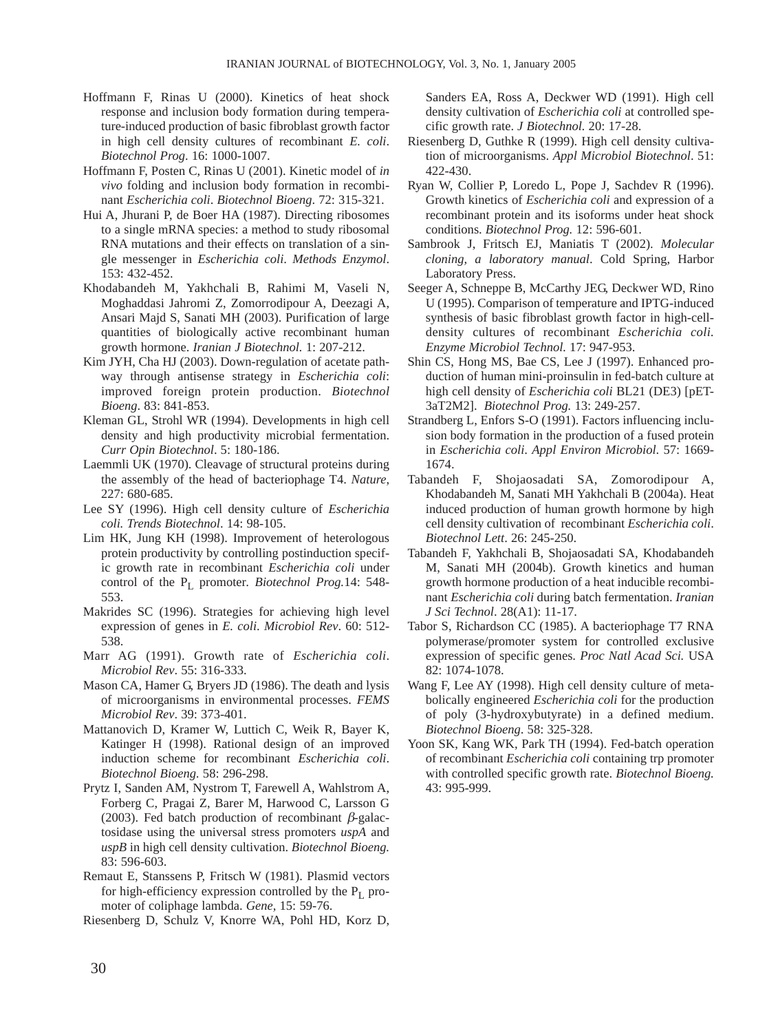Hoffmann F, Rinas U (2000). Kinetics of heat shock response and inclusion body formation during temperature-induced production of basic fibroblast growth factor in high cell density cultures of recombinant *E. coli*. *Biotechnol Prog*. 16: 1000-1007.

Hoffmann F, Posten C, Rinas U (2001). Kinetic model of *in vivo* folding and inclusion body formation in recombinant *Escherichia coli*. *Biotechnol Bioeng*. 72: 315-321.

Hui A, Jhurani P, de Boer HA (1987). Directing ribosomes to a single mRNA species: a method to study ribosomal RNA mutations and their effects on translation of a single messenger in *Escherichia coli*. *Methods Enzymol*. 153: 432-452.

Khodabandeh M, Yakhchali B, Rahimi M, Vaseli N, Moghaddasi Jahromi Z, Zomorrodipour A, Deezagi A, Ansari Majd S, Sanati MH (2003). Purification of large quantities of biologically active recombinant human growth hormone. *Iranian J Biotechnol.* 1: 207-212.

Kim JYH, Cha HJ (2003). Down-regulation of acetate pathway through antisense strategy in *Escherichia coli*: improved foreign protein production. *Biotechnol Bioeng*. 83: 841-853.

Kleman GL, Strohl WR (1994). Developments in high cell density and high productivity microbial fermentation. *Curr Opin Biotechnol*. 5: 180-186.

Laemmli UK (1970). Cleavage of structural proteins during the assembly of the head of bacteriophage T4. *Nature*, 227: 680-685.

Lee SY (1996). High cell density culture of *Escherichia coli. Trends Biotechnol*. 14: 98-105.

Lim HK, Jung KH (1998). Improvement of heterologous protein productivity by controlling postinduction specific growth rate in recombinant *Escherichia coli* under control of the $P_L$ promoter. *Biotechnol Prog.*14: 548-553.

Makrides SC (1996). Strategies for achieving high level expression of genes in *E. coli*. *Microbiol Rev*. 60: 512-538.

Marr AG (1991). Growth rate of *Escherichia coli*. *Microbiol Rev*. 55: 316-333.

Mason CA, Hamer G, Bryers JD (1986). The death and lysis of microorganisms in environmental processes. *FEMS Microbiol Rev*. 39: 373-401.

Mattanovich D, Kramer W, Luttich C, Weik R, Bayer K, Katinger H (1998). Rational design of an improved induction scheme for recombinant *Escherichia coli*. *Biotechnol Bioeng*. 58: 296-298.

Prytz I, Sanden AM, Nystrom T, Farewell A, Wahlstrom A, Forberg C, Pragai Z, Barer M, Harwood C, Larsson G (2003). Fed batch production of recombinant $\beta$-galactosidase using the universal stress promoters *uspA* and *uspB* in high cell density cultivation. *Biotechnol Bioeng.* 83: 596-603.

Remaut E, Stanssens P, Fritsch W (1981). Plasmid vectors for high-efficiency expression controlled by the $P_L$ promoter of coliphage lambda. *Gene,* 15: 59-76.

Riesenberg D, Schulz V, Knorre WA, Pohl HD, Korz D, Sanders EA, Ross A, Deckwer WD (1991). High cell density cultivation of *Escherichia coli* at controlled specific growth rate. *J Biotechnol.* 20: 17-28.

Riesenberg D, Guthke R (1999). High cell density cultivation of microorganisms. *Appl Microbiol Biotechnol*. 51: 422-430.

Ryan W, Collier P, Loredo L, Pope J, Sachdev R (1996). Growth kinetics of *Escherichia coli* and expression of a recombinant protein and its isoforms under heat shock conditions. *Biotechnol Prog.* 12: 596-601.

Sambrook J, Fritsch EJ, Maniatis T (2002). *Molecular cloning, a laboratory manual*. Cold Spring, Harbor Laboratory Press.

Seeger A, Schneppe B, McCarthy JEG, Deckwer WD, Rino U (1995). Comparison of temperature and IPTG-induced synthesis of basic fibroblast growth factor in high-cell-density cultures of recombinant *Escherichia coli*. *Enzyme Microbiol Technol.* 17: 947-953.

Shin CS, Hong MS, Bae CS, Lee J (1997). Enhanced production of human mini-proinsulin in fed-batch culture at high cell density of *Escherichia coli* BL21 (DE3) [pET-3aT2M2]. *Biotechnol Prog.* 13: 249-257.

Strandberg L, Enfors S-O (1991). Factors influencing inclusion body formation in the production of a fused protein in *Escherichia coli*. *Appl Environ Microbiol*. 57: 1669-1674.

Tabandeh F, Shojaosadati SA, Zomorodipour A, Khodabandeh M, Sanati MH Yakhchali B (2004a). Heat induced production of human growth hormone by high cell density cultivation of recombinant *Escherichia coli*. *Biotechnol Lett*. 26: 245-250.

Tabandeh F, Yakhchali B, Shojaosadati SA, Khodabandeh M, Sanati MH (2004b). Growth kinetics and human growth hormone production of a heat inducible recombinant *Escherichia coli* during batch fermentation. *Iranian J Sci Technol*. 28(A1): 11-17.

Tabor S, Richardson CC (1985). A bacteriophage T7 RNA polymerase/promoter system for controlled exclusive expression of specific genes. *Proc Natl Acad Sci.* USA 82: 1074-1078.

Wang F, Lee AY (1998). High cell density culture of metabolically engineered *Escherichia coli* for the production of poly (3-hydroxybutyrate) in a defined medium. *Biotechnol Bioeng*. 58: 325-328.

Yoon SK, Kang WK, Park TH (1994). Fed-batch operation of recombinant *Escherichia coli* containing trp promoter with controlled specific growth rate. *Biotechnol Bioeng.* 43: 995-999.